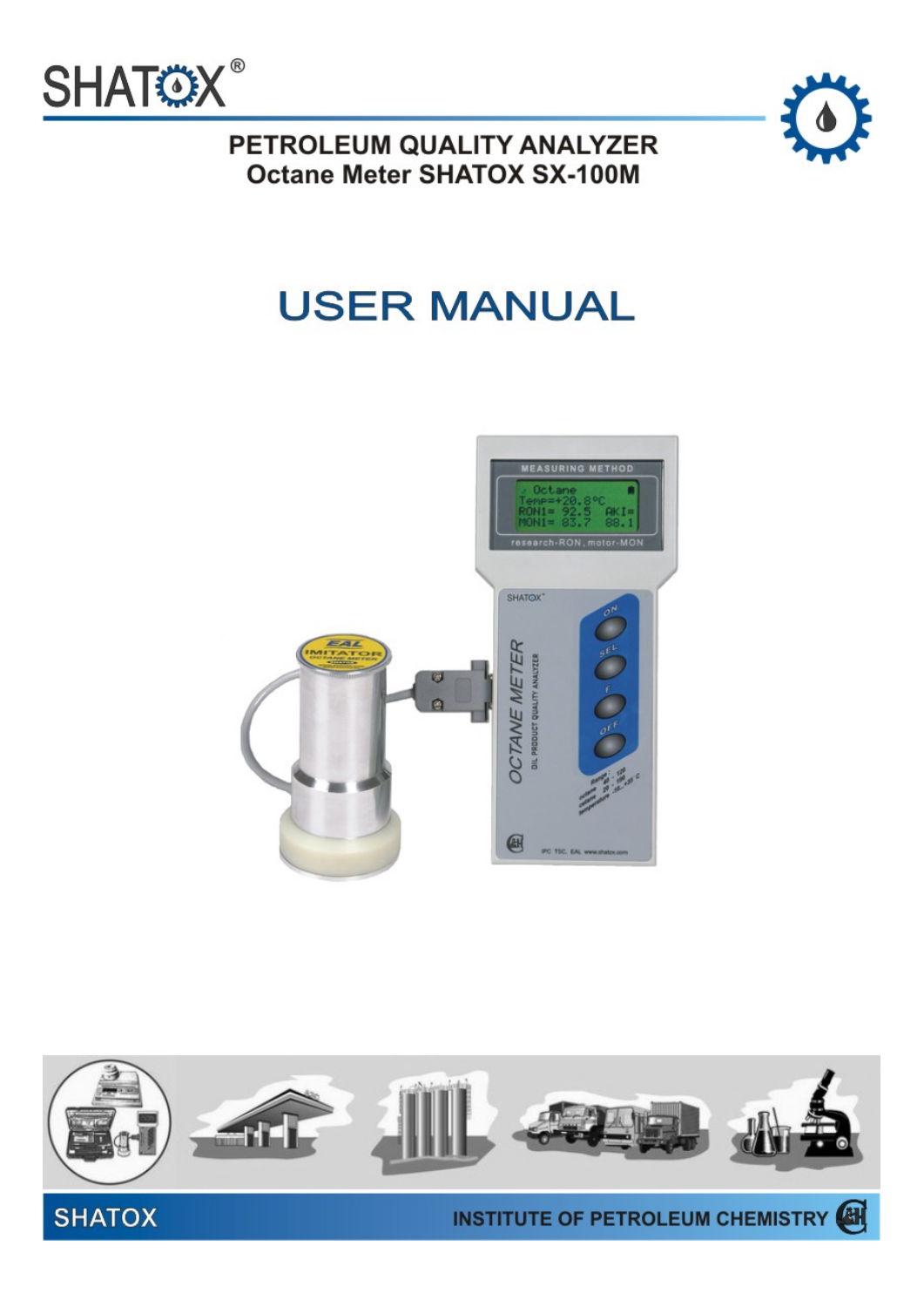SHATOX®

# PETROLEUM QUALITY ANALYZER
# Octane Meter SHATOX SX-100M

# USER MANUAL

SHATOX

INSTITUTE OF PETROLEUM CHEMISTRY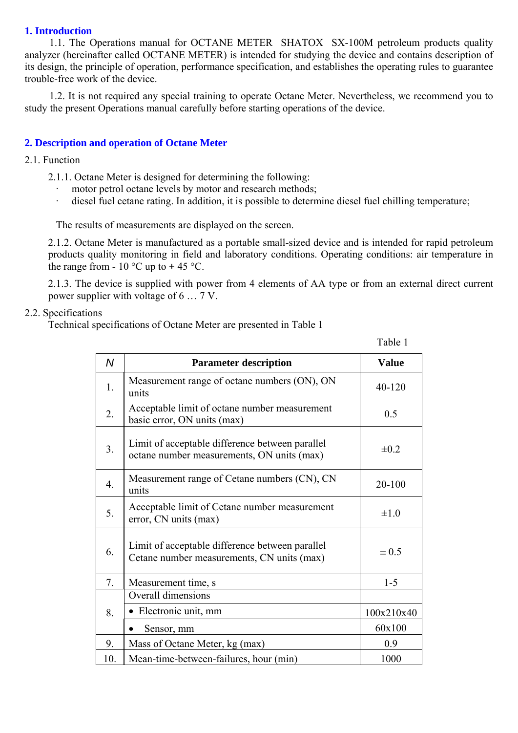## 1. Introduction

1.1. The Operations manual for OCTANE METER SHATOX SX-100M petroleum products quality analyzer (hereinafter called OCTANE METER) is intended for studying the device and contains description of its design, the principle of operation, performance specification, and establishes the operating rules to guarantee trouble-free work of the device.

1.2. It is not required any special training to operate Octane Meter. Nevertheless, we recommend you to study the present Operations manual carefully before starting operations of the device.

## 2. Description and operation of Octane Meter

2.1. Function

2.1.1. Octane Meter is designed for determining the following:

- motor petrol octane levels by motor and research methods;
- diesel fuel cetane rating. In addition, it is possible to determine diesel fuel chilling temperature;

The results of measurements are displayed on the screen.

2.1.2. Octane Meter is manufactured as a portable small-sized device and is intended for rapid petroleum products quality monitoring in field and laboratory conditions. Operating conditions: air temperature in the range from - 10 °C up to + 45 °C.

2.1.3. The device is supplied with power from 4 elements of AA type or from an external direct current power supplier with voltage of 6 … 7 V.

2.2. Specifications

Technical specifications of Octane Meter are presented in Table 1

Table 1

| N | Parameter description | Value |
|---|---|---|
| 1. | Measurement range of octane numbers (ON), ON units | 40-120 |
| 2. | Acceptable limit of octane number measurement basic error, ON units (max) | 0.5 |
| 3. | Limit of acceptable difference between parallel octane number measurements, ON units (max) | ±0.2 |
| 4. | Measurement range of Cetane numbers (CN), CN units | 20-100 |
| 5. | Acceptable limit of Cetane number measurement error, CN units (max) | ±1.0 |
| 6. | Limit of acceptable difference between parallel Cetane number measurements, CN units (max) | ± 0.5 |
| 7. | Measurement time, s | 1-5 |
| 8. | Overall dimensions | |
| | • Electronic unit, mm | 100x210x40 |
| | • Sensor, mm | 60x100 |
| 9. | Mass of Octane Meter, kg (max) | 0.9 |
| 10. | Mean-time-between-failures, hour (min) | 1000 |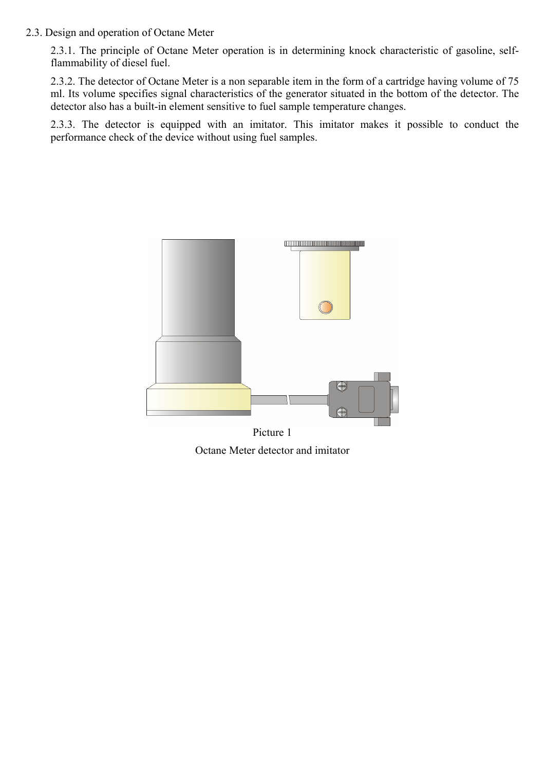2.3. Design and operation of Octane Meter

2.3.1. The principle of Octane Meter operation is in determining knock characteristic of gasoline, self-flammability of diesel fuel.

2.3.2. The detector of Octane Meter is a non separable item in the form of a cartridge having volume of 75 ml. Its volume specifies signal characteristics of the generator situated in the bottom of the detector. The detector also has a built-in element sensitive to fuel sample temperature changes.

2.3.3. The detector is equipped with an imitator. This imitator makes it possible to conduct the performance check of the device without using fuel samples.

Picture 1

Octane Meter detector and imitator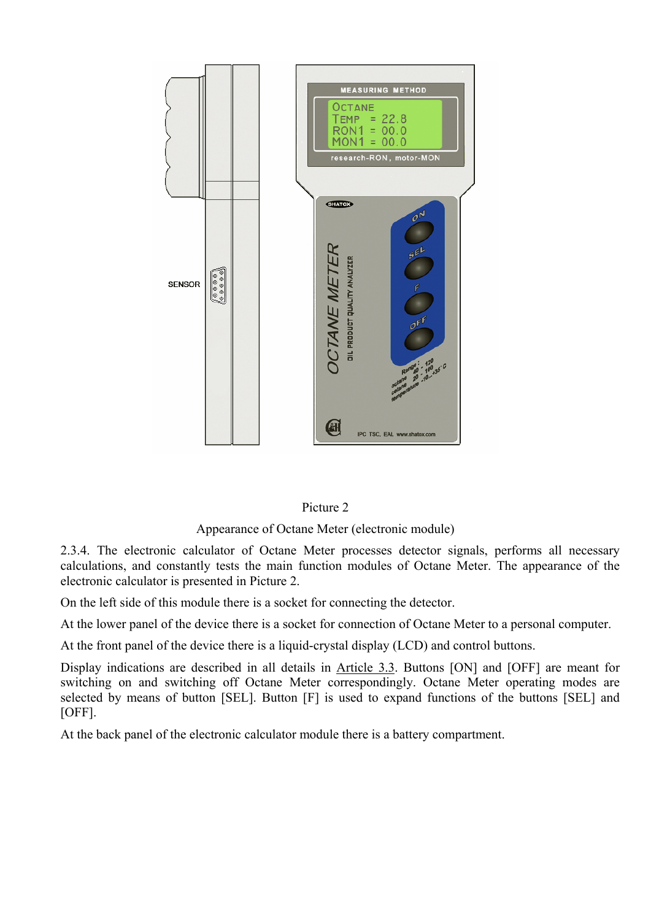Picture 2

Appearance of Octane Meter (electronic module)

2.3.4. The electronic calculator of Octane Meter processes detector signals, performs all necessary calculations, and constantly tests the main function modules of Octane Meter. The appearance of the electronic calculator is presented in Picture 2.

On the left side of this module there is a socket for connecting the detector.

At the lower panel of the device there is a socket for connection of Octane Meter to a personal computer.

At the front panel of the device there is a liquid-crystal display (LCD) and control buttons.

Display indications are described in all details in Article 3.3. Buttons [ON] and [OFF] are meant for switching on and switching off Octane Meter correspondingly. Octane Meter operating modes are selected by means of button [SEL]. Button [F] is used to expand functions of the buttons [SEL] and [OFF].

At the back panel of the electronic calculator module there is a battery compartment.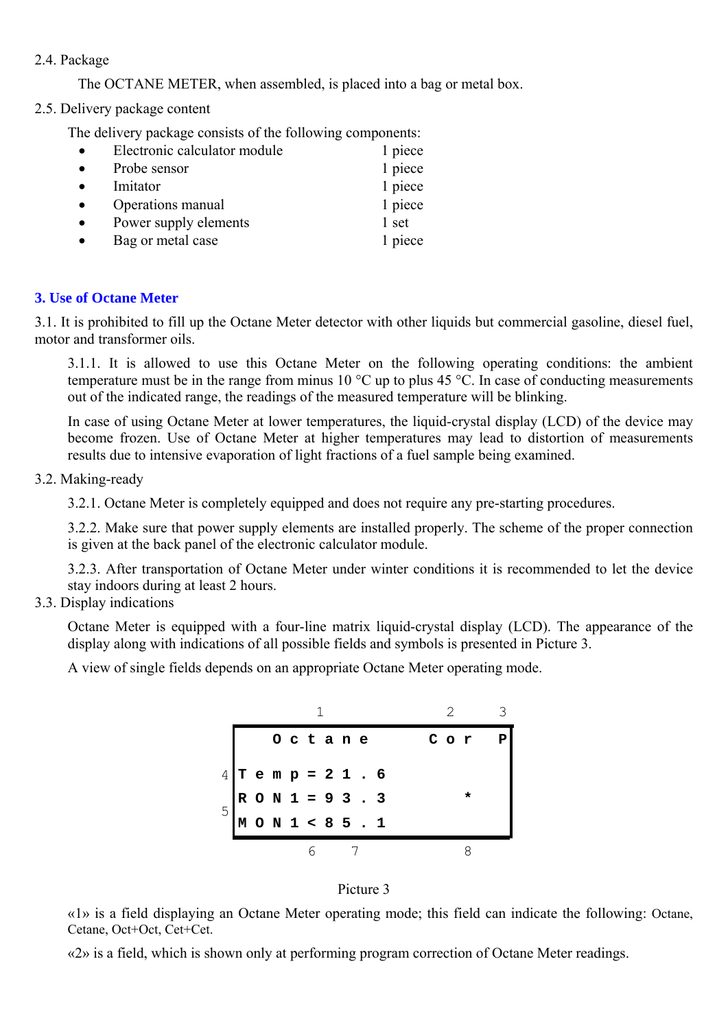2.4. Package

The OCTANE METER, when assembled, is placed into a bag or metal box.

2.5. Delivery package content

The delivery package consists of the following components:

- Electronic calculator module 1 piece
- Probe sensor 1 piece
- Imitator 1 piece
- Operations manual 1 piece
- Power supply elements 1 set
- Bag or metal case 1 piece

## 3. Use of Octane Meter

3.1. It is prohibited to fill up the Octane Meter detector with other liquids but commercial gasoline, diesel fuel, motor and transformer oils.

3.1.1. It is allowed to use this Octane Meter on the following operating conditions: the ambient temperature must be in the range from minus 10 °C up to plus 45 °C. In case of conducting measurements out of the indicated range, the readings of the measured temperature will be blinking.

In case of using Octane Meter at lower temperatures, the liquid-crystal display (LCD) of the device may become frozen. Use of Octane Meter at higher temperatures may lead to distortion of measurements results due to intensive evaporation of light fractions of a fuel sample being examined.

3.2. Making-ready

3.2.1. Octane Meter is completely equipped and does not require any pre-starting procedures.

3.2.2. Make sure that power supply elements are installed properly. The scheme of the proper connection is given at the back panel of the electronic calculator module.

3.2.3. After transportation of Octane Meter under winter conditions it is recommended to let the device stay indoors during at least 2 hours.

3.3. Display indications

Octane Meter is equipped with a four-line matrix liquid-crystal display (LCD). The appearance of the display along with indications of all possible fields and symbols is presented in Picture 3.

A view of single fields depends on an appropriate Octane Meter operating mode.

```
              1                   2      3
   +-------------------------------------+
   |   Octane          Cor              P|
 4 |Temp=21.6                            |
   |RON1=93.3                *           |
 5 |MON1<85.1                            |
   +-------------------------------------+
             6     7              8
```

Picture 3

«1» is a field displaying an Octane Meter operating mode; this field can indicate the following: Octane, Cetane, Oct+Oct, Cet+Cet.

«2» is a field, which is shown only at performing program correction of Octane Meter readings.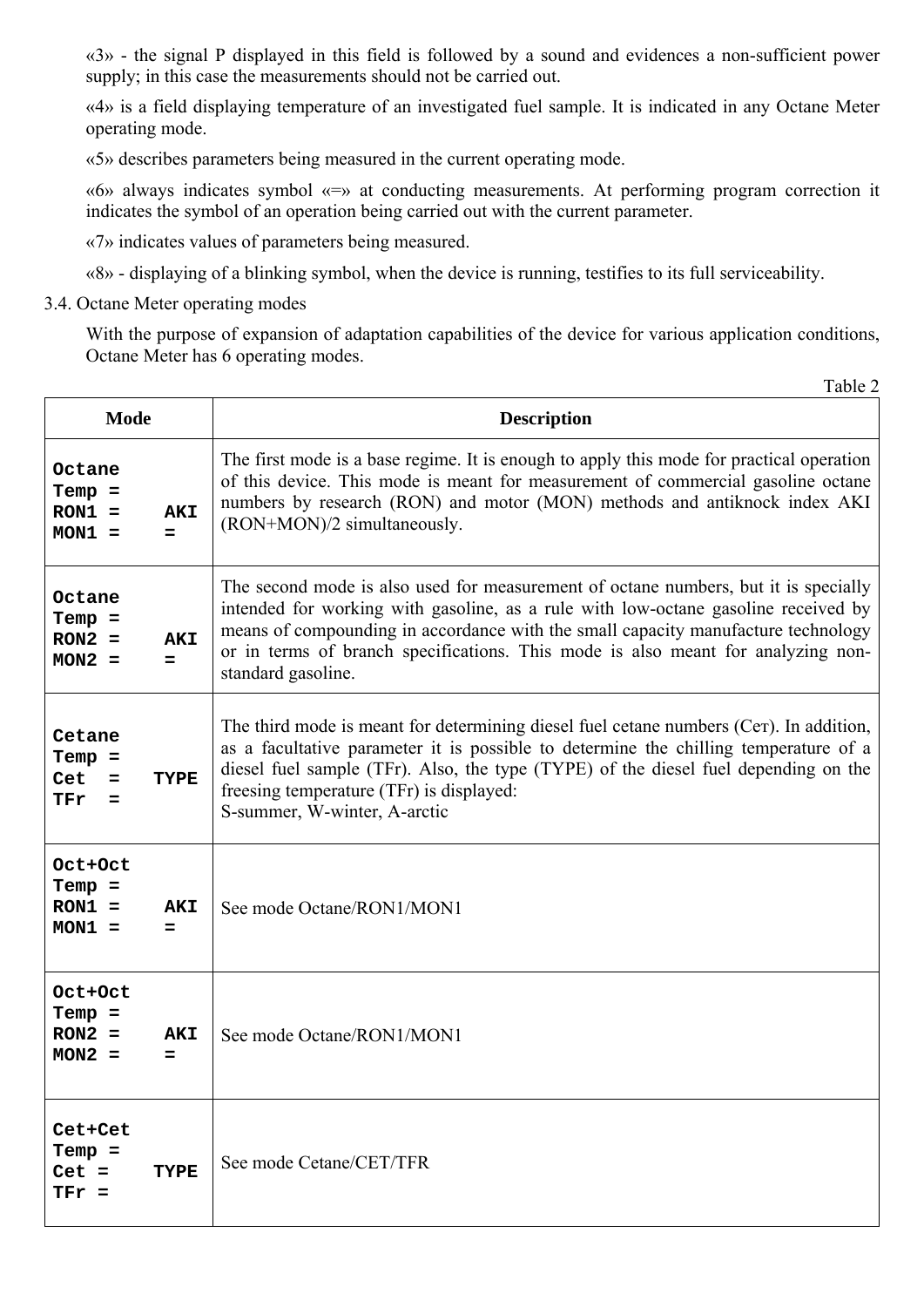«3» - the signal P displayed in this field is followed by a sound and evidences a non-sufficient power supply; in this case the measurements should not be carried out.

«4» is a field displaying temperature of an investigated fuel sample. It is indicated in any Octane Meter operating mode.

«5» describes parameters being measured in the current operating mode.

«6» always indicates symbol «=» at conducting measurements. At performing program correction it indicates the symbol of an operation being carried out with the current parameter.

«7» indicates values of parameters being measured.

«8» - displaying of a blinking symbol, when the device is running, testifies to its full serviceability.

3.4. Octane Meter operating modes

With the purpose of expansion of adaptation capabilities of the device for various application conditions, Octane Meter has 6 operating modes.

Table 2

| Mode | Description |
|---|---|
| `Octane`<br>`Temp =`<br>`RON1 =    AKI`<br>`MON1 =    =` | The first mode is a base regime. It is enough to apply this mode for practical operation of this device. This mode is meant for measurement of commercial gasoline octane numbers by research (RON) and motor (MON) methods and antiknock index AKI (RON+MON)/2 simultaneously. |
| `Octane`<br>`Temp =`<br>`RON2 =    AKI`<br>`MON2 =    =` | The second mode is also used for measurement of octane numbers, but it is specially intended for working with gasoline, as a rule with low-octane gasoline received by means of compounding in accordance with the small capacity manufacture technology or in terms of branch specifications. This mode is also meant for analyzing non-standard gasoline. |
| `Cetane`<br>`Temp =`<br>`Cet  =   TYPE`<br>`TFr  =` | The third mode is meant for determining diesel fuel cetane numbers (Сет). In addition, as a facultative parameter it is possible to determine the chilling temperature of a diesel fuel sample (TFr). Also, the type (TYPE) of the diesel fuel depending on the freesing temperature (TFr) is displayed:<br>S-summer, W-winter, A-arctic |
| `Oct+Oct`<br>`Temp =`<br>`RON1 =    AKI`<br>`MON1 =    =` | See mode Octane/RON1/MON1 |
| `Oct+Oct`<br>`Temp =`<br>`RON2 =    AKI`<br>`MON2 =    =` | See mode Octane/RON1/MON1 |
| `Cet+Cet`<br>`Temp =`<br>`Cet =    TYPE`<br>`TFr =` | See mode Cetane/CET/TFR |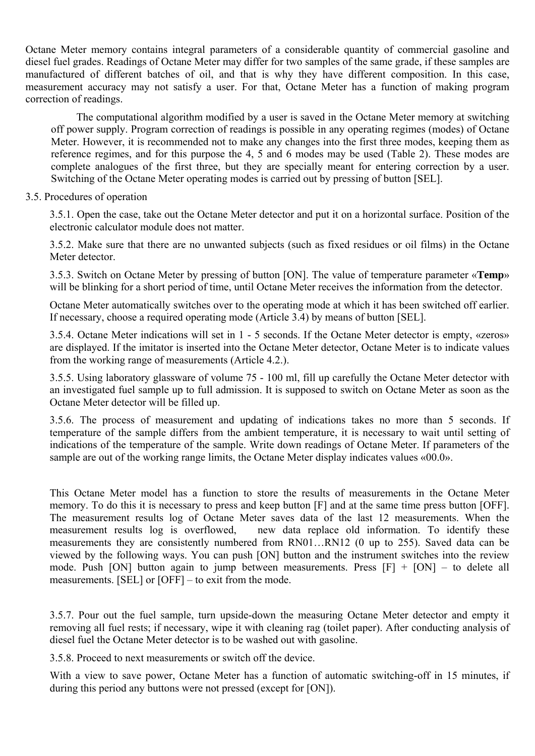Octane Meter memory contains integral parameters of a considerable quantity of commercial gasoline and diesel fuel grades. Readings of Octane Meter may differ for two samples of the same grade, if these samples are manufactured of different batches of oil, and that is why they have different composition. In this case, measurement accuracy may not satisfy a user. For that, Octane Meter has a function of making program correction of readings.

The computational algorithm modified by a user is saved in the Octane Meter memory at switching off power supply. Program correction of readings is possible in any operating regimes (modes) of Octane Meter. However, it is recommended not to make any changes into the first three modes, keeping them as reference regimes, and for this purpose the 4, 5 and 6 modes may be used (Table 2). These modes are complete analogues of the first three, but they are specially meant for entering correction by a user. Switching of the Octane Meter operating modes is carried out by pressing of button [SEL].

3.5. Procedures of operation

3.5.1. Open the case, take out the Octane Meter detector and put it on a horizontal surface. Position of the electronic calculator module does not matter.

3.5.2. Make sure that there are no unwanted subjects (such as fixed residues or oil films) in the Octane Meter detector.

3.5.3. Switch on Octane Meter by pressing of button [ON]. The value of temperature parameter «**Temp**» will be blinking for a short period of time, until Octane Meter receives the information from the detector.

Octane Meter automatically switches over to the operating mode at which it has been switched off earlier. If necessary, choose a required operating mode (Article 3.4) by means of button [SEL].

3.5.4. Octane Meter indications will set in 1 - 5 seconds. If the Octane Meter detector is empty, «zeros» are displayed. If the imitator is inserted into the Octane Meter detector, Octane Meter is to indicate values from the working range of measurements (Article 4.2.).

3.5.5. Using laboratory glassware of volume 75 - 100 ml, fill up carefully the Octane Meter detector with an investigated fuel sample up to full admission. It is supposed to switch on Octane Meter as soon as the Octane Meter detector will be filled up.

3.5.6. The process of measurement and updating of indications takes no more than 5 seconds. If temperature of the sample differs from the ambient temperature, it is necessary to wait until setting of indications of the temperature of the sample. Write down readings of Octane Meter. If parameters of the sample are out of the working range limits, the Octane Meter display indicates values «00.0».

This Octane Meter model has a function to store the results of measurements in the Octane Meter memory. To do this it is necessary to press and keep button [F] and at the same time press button [OFF]. The measurement results log of Octane Meter saves data of the last 12 measurements. When the measurement results log is overflowed, new data replace old information. To identify these measurements they are consistently numbered from RN01…RN12 (0 up to 255). Saved data can be viewed by the following ways. You can push [ON] button and the instrument switches into the review mode. Push [ON] button again to jump between measurements. Press [F] + [ON] – to delete all measurements. [SEL] or [OFF] – to exit from the mode.

3.5.7. Pour out the fuel sample, turn upside-down the measuring Octane Meter detector and empty it removing all fuel rests; if necessary, wipe it with cleaning rag (toilet paper). After conducting analysis of diesel fuel the Octane Meter detector is to be washed out with gasoline.

3.5.8. Proceed to next measurements or switch off the device.

With a view to save power, Octane Meter has a function of automatic switching-off in 15 minutes, if during this period any buttons were not pressed (except for [ON]).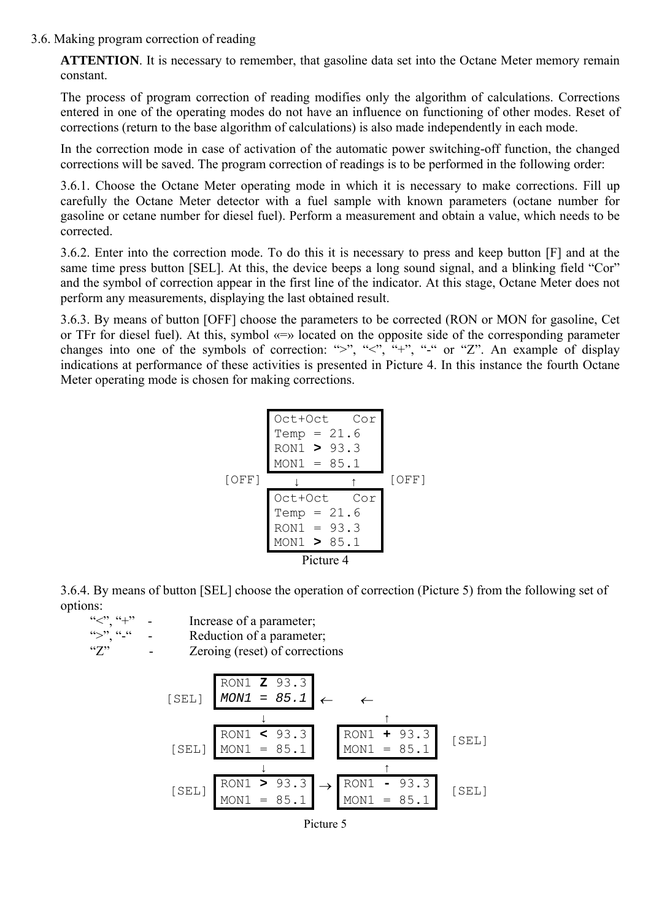3.6. Making program correction of reading

**ATTENTION**. It is necessary to remember, that gasoline data set into the Octane Meter memory remain constant.

The process of program correction of reading modifies only the algorithm of calculations. Corrections entered in one of the operating modes do not have an influence on functioning of other modes. Reset of corrections (return to the base algorithm of calculations) is also made independently in each mode.

In the correction mode in case of activation of the automatic power switching-off function, the changed corrections will be saved. The program correction of readings is to be performed in the following order:

3.6.1. Choose the Octane Meter operating mode in which it is necessary to make corrections. Fill up carefully the Octane Meter detector with a fuel sample with known parameters (octane number for gasoline or cetane number for diesel fuel). Perform a measurement and obtain a value, which needs to be corrected.

3.6.2. Enter into the correction mode. To do this it is necessary to press and keep button [F] and at the same time press button [SEL]. At this, the device beeps a long sound signal, and a blinking field "Cor" and the symbol of correction appear in the first line of the indicator. At this stage, Octane Meter does not perform any measurements, displaying the last obtained result.

3.6.3. By means of button [OFF] choose the parameters to be corrected (RON or MON for gasoline, Cet or TFr for diesel fuel). At this, symbol «=» located on the opposite side of the corresponding parameter changes into one of the symbols of correction: ">", "<", "+", "-" or "Z". An example of display indications at performance of these activities is presented in Picture 4. In this instance the fourth Octane Meter operating mode is chosen for making corrections.

```
        Oct+Oct   Cor
        Temp = 21.6
        RON1 > 93.3
        MON1 = 85.1
[OFF]     ↓       ↑     [OFF]
        Oct+Oct   Cor
        Temp = 21.6
        RON1 = 93.3
        MON1 > 85.1
```

Picture 4

3.6.4. By means of button [SEL] choose the operation of correction (Picture 5) from the following set of options:

"<", "+" - Increase of a parameter;
">", "-" - Reduction of a parameter;
"Z" - Zeroing (reset) of corrections

```
[SEL] RON1 Z 93.3   ←   ←
      MON1 = 85.1
        ↓               ↑
[SEL] RON1 < 93.3     RON1 + 93.3   [SEL]
      MON1 = 85.1     MON1 = 85.1
        ↓               ↑
[SEL] RON1 > 93.3  →  RON1 - 93.3   [SEL]
      MON1 = 85.1     MON1 = 85.1
```

Picture 5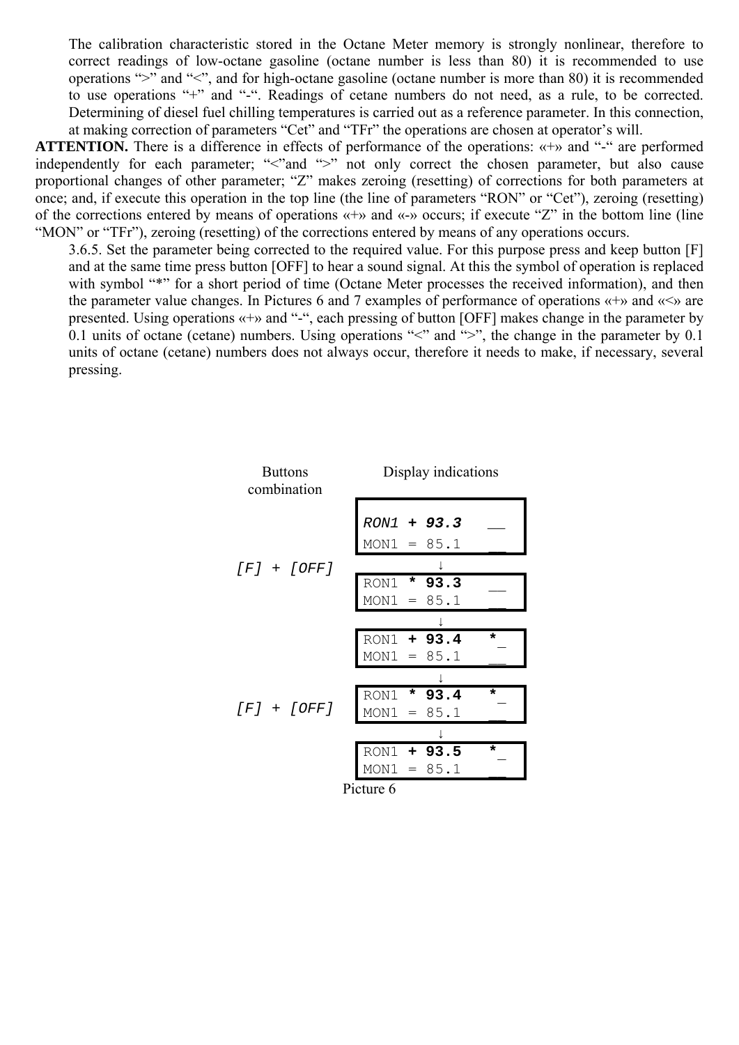The calibration characteristic stored in the Octane Meter memory is strongly nonlinear, therefore to correct readings of low-octane gasoline (octane number is less than 80) it is recommended to use operations “>” and “<”, and for high-octane gasoline (octane number is more than 80) it is recommended to use operations “+” and “-“. Readings of cetane numbers do not need, as a rule, to be corrected. Determining of diesel fuel chilling temperatures is carried out as a reference parameter. In this connection, at making correction of parameters “Cet” and “TFr” the operations are chosen at operator’s will.

**ATTENTION.** There is a difference in effects of performance of the operations: «+» and “-“ are performed independently for each parameter; “<”and “>” not only correct the chosen parameter, but also cause proportional changes of other parameter; “Z” makes zeroing (resetting) of corrections for both parameters at once; and, if execute this operation in the top line (the line of parameters “RON” or “Cet”), zeroing (resetting) of the corrections entered by means of operations «+» and «-» occurs; if execute “Z” in the bottom line (line “MON” or “TFr”), zeroing (resetting) of the corrections entered by means of any operations occurs.

3.6.5. Set the parameter being corrected to the required value. For this purpose press and keep button [F] and at the same time press button [OFF] to hear a sound signal. At this the symbol of operation is replaced with symbol “*” for a short period of time (Octane Meter processes the received information), and then the parameter value changes. In Pictures 6 and 7 examples of performance of operations «+» and «<» are presented. Using operations «+» and “-“, each pressing of button [OFF] makes change in the parameter by 0.1 units of octane (cetane) numbers. Using operations “<” and “>”, the change in the parameter by 0.1 units of octane (cetane) numbers does not always occur, therefore it needs to make, if necessary, several pressing.

| Buttons combination | Display indications |
|---|---|
| | RON1 + 93.3 __<br>MON1 = 85.1 __ |
| [F] + [OFF] | ↓<br>RON1 * 93.3 __<br>MON1 = 85.1 __ |
| | ↓<br>RON1 + 93.4 *_<br>MON1 = 85.1 __ |
| [F] + [OFF] | ↓<br>RON1 * 93.4 *_<br>MON1 = 85.1 __ |
| | ↓<br>RON1 + 93.5 *_<br>MON1 = 85.1 __ |

Picture 6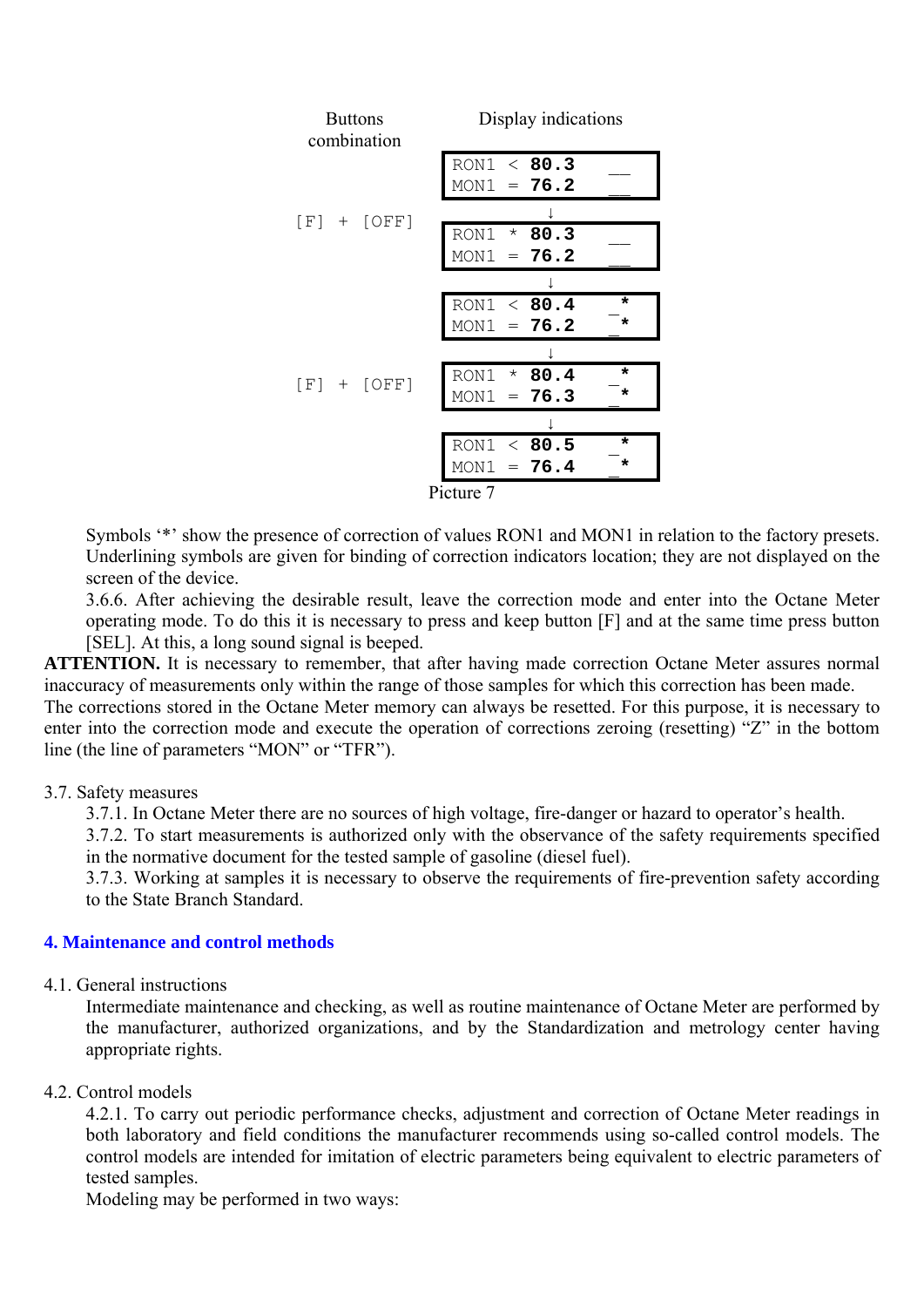| Buttons combination | Display indications |
| --- | --- |
| | RON1 < **80.3** __<br>MON1 = **76.2** __ |
| [F] + [OFF] | ↓ |
| | RON1 * **80.3** __<br>MON1 = **76.2** __ |
| | ↓ |
| | RON1 < **80.4** _*<br>MON1 = **76.2** _* |
| [F] + [OFF] | ↓ |
| | RON1 * **80.4** _*<br>MON1 = **76.3** _* |
| | ↓ |
| | RON1 < **80.5** _*<br>MON1 = **76.4** _* |

Picture 7

Symbols '*' show the presence of correction of values RON1 and MON1 in relation to the factory presets. Underlining symbols are given for binding of correction indicators location; they are not displayed on the screen of the device.

3.6.6. After achieving the desirable result, leave the correction mode and enter into the Octane Meter operating mode. To do this it is necessary to press and keep button [F] and at the same time press button [SEL]. At this, a long sound signal is beeped.

**ATTENTION.** It is necessary to remember, that after having made correction Octane Meter assures normal inaccuracy of measurements only within the range of those samples for which this correction has been made.

The corrections stored in the Octane Meter memory can always be resetted. For this purpose, it is necessary to enter into the correction mode and execute the operation of corrections zeroing (resetting) "Z" in the bottom line (the line of parameters "MON" or "TFR").

3.7. Safety measures

3.7.1. In Octane Meter there are no sources of high voltage, fire-danger or hazard to operator's health.

3.7.2. To start measurements is authorized only with the observance of the safety requirements specified in the normative document for the tested sample of gasoline (diesel fuel).

3.7.3. Working at samples it is necessary to observe the requirements of fire-prevention safety according to the State Branch Standard.

## 4. Maintenance and control methods

4.1. General instructions

Intermediate maintenance and checking, as well as routine maintenance of Octane Meter are performed by the manufacturer, authorized organizations, and by the Standardization and metrology center having appropriate rights.

4.2. Control models

4.2.1. To carry out periodic performance checks, adjustment and correction of Octane Meter readings in both laboratory and field conditions the manufacturer recommends using so-called control models. The control models are intended for imitation of electric parameters being equivalent to electric parameters of tested samples.

Modeling may be performed in two ways: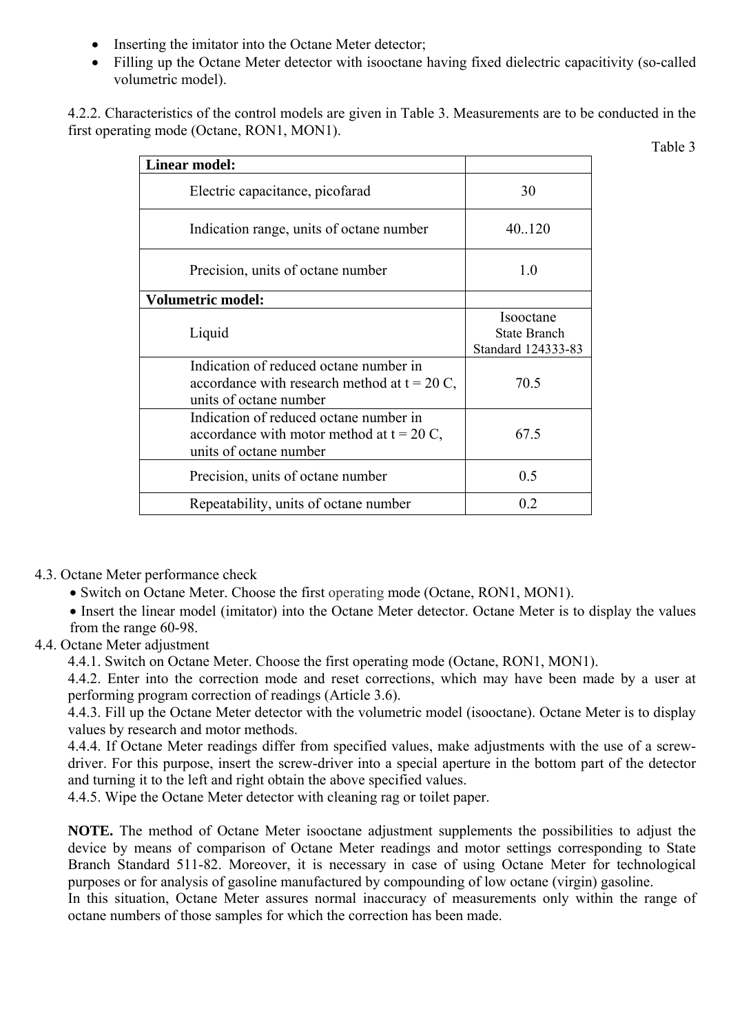- Inserting the imitator into the Octane Meter detector;
- Filling up the Octane Meter detector with isooctane having fixed dielectric capacitivity (so-called volumetric model).

4.2.2. Characteristics of the control models are given in Table 3. Measurements are to be conducted in the first operating mode (Octane, RON1, MON1).

Table 3

| **Linear model:** | |
|---|---|
| Electric capacitance, picofarad | 30 |
| Indication range, units of octane number | 40..120 |
| Precision, units of octane number | 1.0 |
| **Volumetric model:** | |
| Liquid | Isooctane State Branch Standard 124333-83 |
| Indication of reduced octane number in accordance with research method at t = 20 C, units of octane number | 70.5 |
| Indication of reduced octane number in accordance with motor method at t = 20 C, units of octane number | 67.5 |
| Precision, units of octane number | 0.5 |
| Repeatability, units of octane number | 0.2 |

4.3. Octane Meter performance check

- Switch on Octane Meter. Choose the first operating mode (Octane, RON1, MON1).
- Insert the linear model (imitator) into the Octane Meter detector. Octane Meter is to display the values from the range 60-98.

4.4. Octane Meter adjustment

4.4.1. Switch on Octane Meter. Choose the first operating mode (Octane, RON1, MON1).

4.4.2. Enter into the correction mode and reset corrections, which may have been made by a user at performing program correction of readings (Article 3.6).

4.4.3. Fill up the Octane Meter detector with the volumetric model (isooctane). Octane Meter is to display values by research and motor methods.

4.4.4. If Octane Meter readings differ from specified values, make adjustments with the use of a screw-driver. For this purpose, insert the screw-driver into a special aperture in the bottom part of the detector and turning it to the left and right obtain the above specified values.

4.4.5. Wipe the Octane Meter detector with cleaning rag or toilet paper.

**NOTE.** The method of Octane Meter isooctane adjustment supplements the possibilities to adjust the device by means of comparison of Octane Meter readings and motor settings corresponding to State Branch Standard 511-82. Moreover, it is necessary in case of using Octane Meter for technological purposes or for analysis of gasoline manufactured by compounding of low octane (virgin) gasoline.

In this situation, Octane Meter assures normal inaccuracy of measurements only within the range of octane numbers of those samples for which the correction has been made.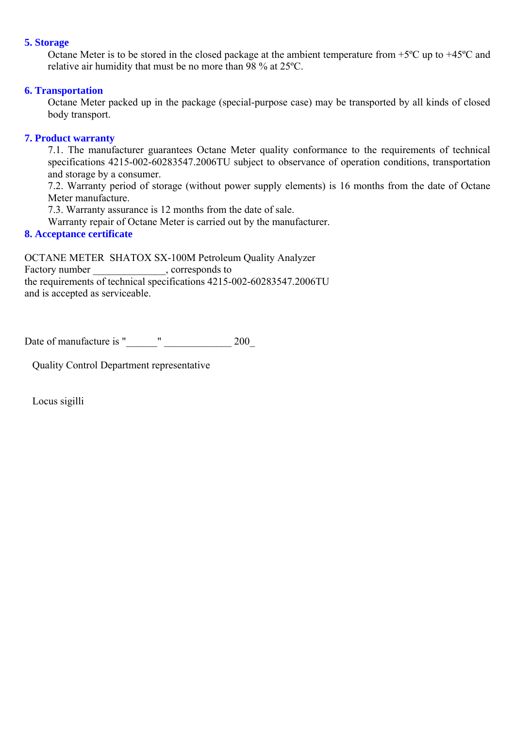## 5. Storage

Octane Meter is to be stored in the closed package at the ambient temperature from +5ºC up to +45ºC and relative air humidity that must be no more than 98 % at 25ºC.

## 6. Transportation

Octane Meter packed up in the package (special-purpose case) may be transported by all kinds of closed body transport.

## 7. Product warranty

7.1. The manufacturer guarantees Octane Meter quality conformance to the requirements of technical specifications 4215-002-60283547.2006TU subject to observance of operation conditions, transportation and storage by a consumer.

7.2. Warranty period of storage (without power supply elements) is 16 months from the date of Octane Meter manufacture.

7.3. Warranty assurance is 12 months from the date of sale.

Warranty repair of Octane Meter is carried out by the manufacturer.

## 8. Acceptance certificate

OCTANE METER SHATOX SX-100M Petroleum Quality Analyzer
Factory number ______________, corresponds to
the requirements of technical specifications 4215-002-60283547.2006TU
and is accepted as serviceable.

Date of manufacture is "______" _____________ 200_

Quality Control Department representative

Locus sigilli